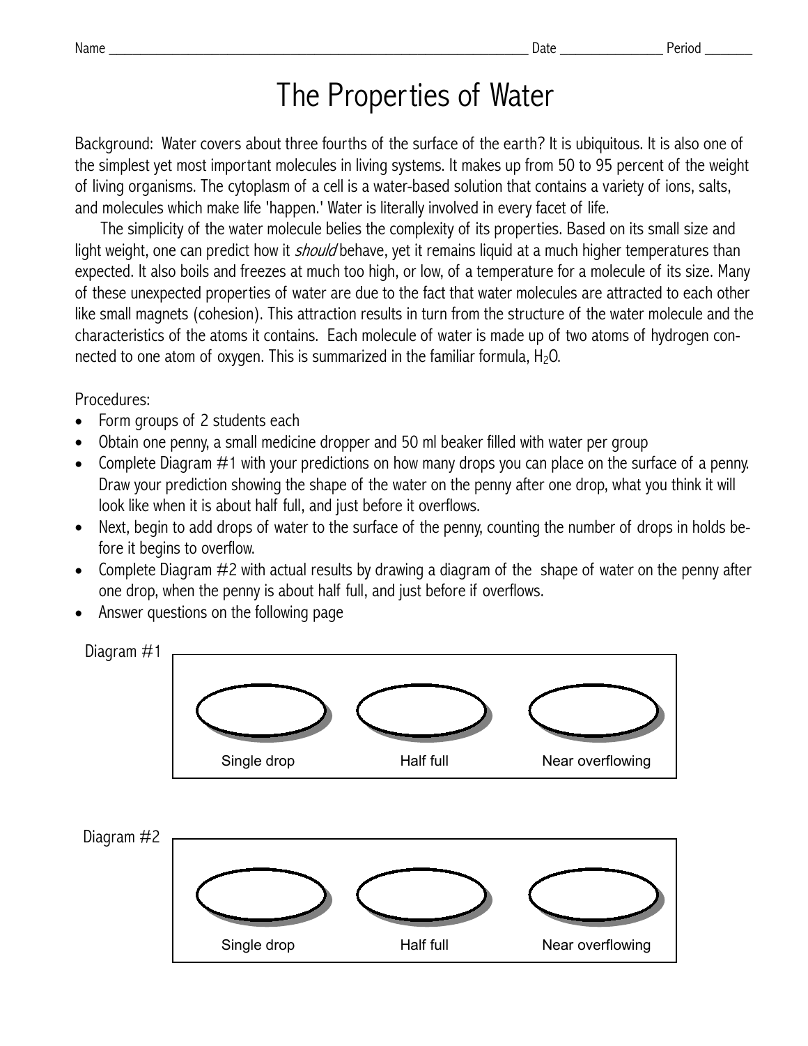Name _______________________________________________ Date _____________ Period _______

# The Properties of Water

Background: Water covers about three fourths of the surface of the earth? It is ubiquitous. It is also one of the simplest yet most important molecules in living systems. It makes up from 50 to 95 percent of the weight of living organisms. The cytoplasm of a cell is a water-based solution that contains a variety of ions, salts, and molecules which make life 'happen.' Water is literally involved in every facet of life.

The simplicity of the water molecule belies the complexity of its properties. Based on its small size and light weight, one can predict how it *should* behave, yet it remains liquid at a much higher temperatures than expected. It also boils and freezes at much too high, or low, of a temperature for a molecule of its size. Many of these unexpected properties of water are due to the fact that water molecules are attracted to each other like small magnets (cohesion). This attraction results in turn from the structure of the water molecule and the characteristics of the atoms it contains. Each molecule of water is made up of two atoms of hydrogen connected to one atom of oxygen. This is summarized in the familiar formula, $H_2O$.

Procedures:

- Form groups of 2 students each
- Obtain one penny, a small medicine dropper and 50 ml beaker filled with water per group
- Complete Diagram #1 with your predictions on how many drops you can place on the surface of a penny. Draw your prediction showing the shape of the water on the penny after one drop, what you think it will look like when it is about half full, and just before it overflows.
- Next, begin to add drops of water to the surface of the penny, counting the number of drops in holds before it begins to overflow.
- Complete Diagram #2 with actual results by drawing a diagram of the shape of water on the penny after one drop, when the penny is about half full, and just before if overflows.
- Answer questions on the following page

Diagram #1

| Single drop | Half full | Near overflowing |
|---|---|---|
| | | |

Diagram #2

| Single drop | Half full | Near overflowing |
|---|---|---|
| | | |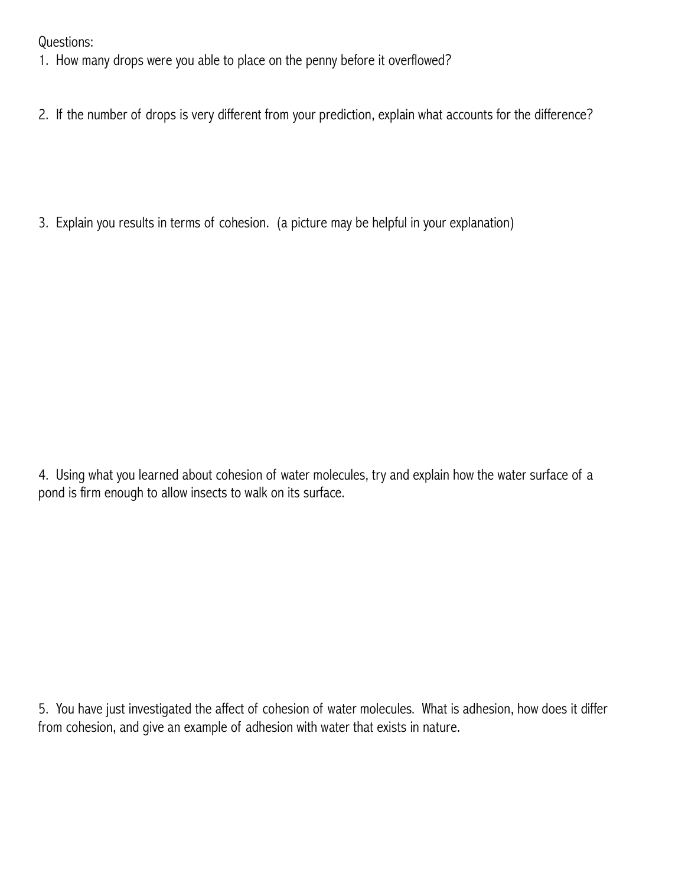Questions:

1. How many drops were you able to place on the penny before it overflowed?

2. If the number of drops is very different from your prediction, explain what accounts for the difference?

3. Explain you results in terms of cohesion. (a picture may be helpful in your explanation)

4. Using what you learned about cohesion of water molecules, try and explain how the water surface of a pond is firm enough to allow insects to walk on its surface.

5. You have just investigated the affect of cohesion of water molecules. What is adhesion, how does it differ from cohesion, and give an example of adhesion with water that exists in nature.